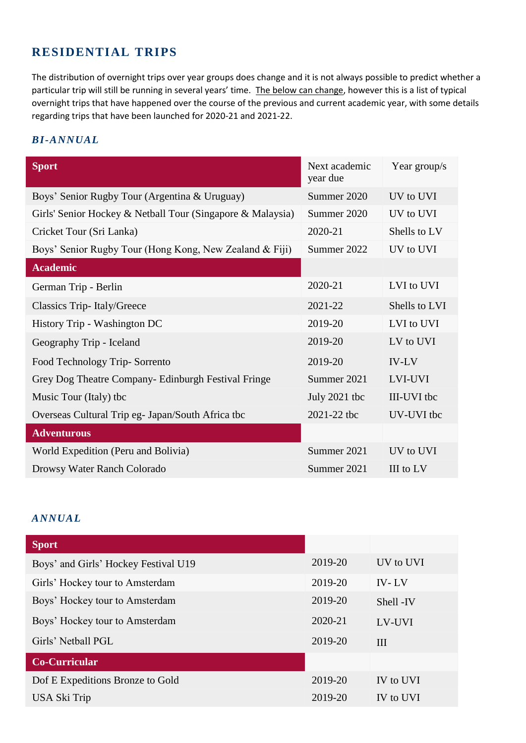## RESIDENTIAL TRIPS

The distribution of overnight trips over year groups does change and it is not always possible to predict whether a particular trip will still be running in several years' time. The below can change, however this is a list of typical overnight trips that have happened over the course of the previous and current academic year, with some details regarding trips that have been launched for 2020-21 and 2021-22.

### *BI-ANNUAL*

| Sport | Next academic year due | Year group/s |
|---|---|---|
| Boys' Senior Rugby Tour (Argentina & Uruguay) | Summer 2020 | UV to UVI |
| Girls' Senior Hockey & Netball Tour (Singapore & Malaysia) | Summer 2020 | UV to UVI |
| Cricket Tour (Sri Lanka) | 2020-21 | Shells to LV |
| Boys' Senior Rugby Tour (Hong Kong, New Zealand & Fiji) | Summer 2022 | UV to UVI |
| **Academic** | | |
| German Trip - Berlin | 2020-21 | LVI to UVI |
| Classics Trip- Italy/Greece | 2021-22 | Shells to LVI |
| History Trip - Washington DC | 2019-20 | LVI to UVI |
| Geography Trip - Iceland | 2019-20 | LV to UVI |
| Food Technology Trip- Sorrento | 2019-20 | IV-LV |
| Grey Dog Theatre Company- Edinburgh Festival Fringe | Summer 2021 | LVI-UVI |
| Music Tour (Italy) tbc | July 2021 tbc | III-UVI tbc |
| Overseas Cultural Trip eg- Japan/South Africa tbc | 2021-22 tbc | UV-UVI tbc |
| **Adventurous** | | |
| World Expedition (Peru and Bolivia) | Summer 2021 | UV to UVI |
| Drowsy Water Ranch Colorado | Summer 2021 | III to LV |

### *ANNUAL*

| Sport | | |
|---|---|---|
| Boys' and Girls' Hockey Festival U19 | 2019-20 | UV to UVI |
| Girls' Hockey tour to Amsterdam | 2019-20 | IV- LV |
| Boys' Hockey tour to Amsterdam | 2019-20 | Shell -IV |
| Boys' Hockey tour to Amsterdam | 2020-21 | LV-UVI |
| Girls' Netball PGL | 2019-20 | III |
| **Co-Curricular** | | |
| Dof E Expeditions Bronze to Gold | 2019-20 | IV to UVI |
| USA Ski Trip | 2019-20 | IV to UVI |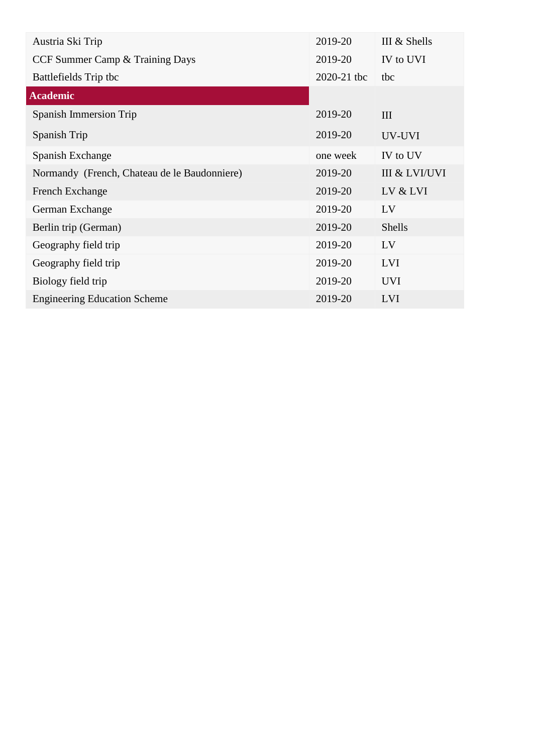| | | |
|---|---|---|
| Austria Ski Trip | 2019-20 | III & Shells |
| CCF Summer Camp & Training Days | 2019-20 | IV to UVI |
| Battlefields Trip tbc | 2020-21 tbc | tbc |
| **Academic** | | |
| Spanish Immersion Trip | 2019-20 | III |
| Spanish Trip | 2019-20 | UV-UVI |
| Spanish Exchange | one week | IV to UV |
| Normandy (French, Chateau de le Baudonniere) | 2019-20 | III & LVI/UVI |
| French Exchange | 2019-20 | LV & LVI |
| German Exchange | 2019-20 | LV |
| Berlin trip (German) | 2019-20 | Shells |
| Geography field trip | 2019-20 | LV |
| Geography field trip | 2019-20 | LVI |
| Biology field trip | 2019-20 | UVI |
| Engineering Education Scheme | 2019-20 | LVI |